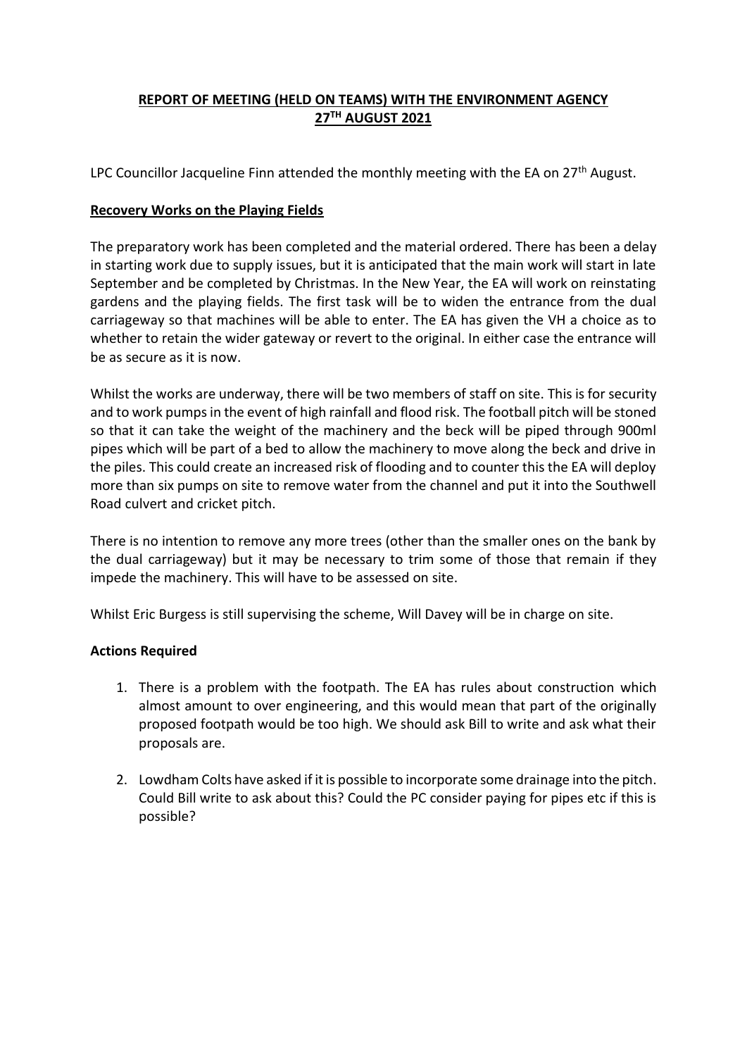# REPORT OF MEETING (HELD ON TEAMS) WITH THE ENVIRONMENT AGENCY 27TH AUGUST 2021

LPC Councillor Jacqueline Finn attended the monthly meeting with the EA on 27th August.

## Recovery Works on the Playing Fields

The preparatory work has been completed and the material ordered. There has been a delay in starting work due to supply issues, but it is anticipated that the main work will start in late September and be completed by Christmas. In the New Year, the EA will work on reinstating gardens and the playing fields. The first task will be to widen the entrance from the dual carriageway so that machines will be able to enter. The EA has given the VH a choice as to whether to retain the wider gateway or revert to the original. In either case the entrance will be as secure as it is now.

Whilst the works are underway, there will be two members of staff on site. This is for security and to work pumps in the event of high rainfall and flood risk. The football pitch will be stoned so that it can take the weight of the machinery and the beck will be piped through 900ml pipes which will be part of a bed to allow the machinery to move along the beck and drive in the piles. This could create an increased risk of flooding and to counter this the EA will deploy more than six pumps on site to remove water from the channel and put it into the Southwell Road culvert and cricket pitch.

There is no intention to remove any more trees (other than the smaller ones on the bank by the dual carriageway) but it may be necessary to trim some of those that remain if they impede the machinery. This will have to be assessed on site.

Whilst Eric Burgess is still supervising the scheme, Will Davey will be in charge on site.

## Actions Required

1. There is a problem with the footpath. The EA has rules about construction which almost amount to over engineering, and this would mean that part of the originally proposed footpath would be too high. We should ask Bill to write and ask what their proposals are.

2. Lowdham Colts have asked if it is possible to incorporate some drainage into the pitch. Could Bill write to ask about this? Could the PC consider paying for pipes etc if this is possible?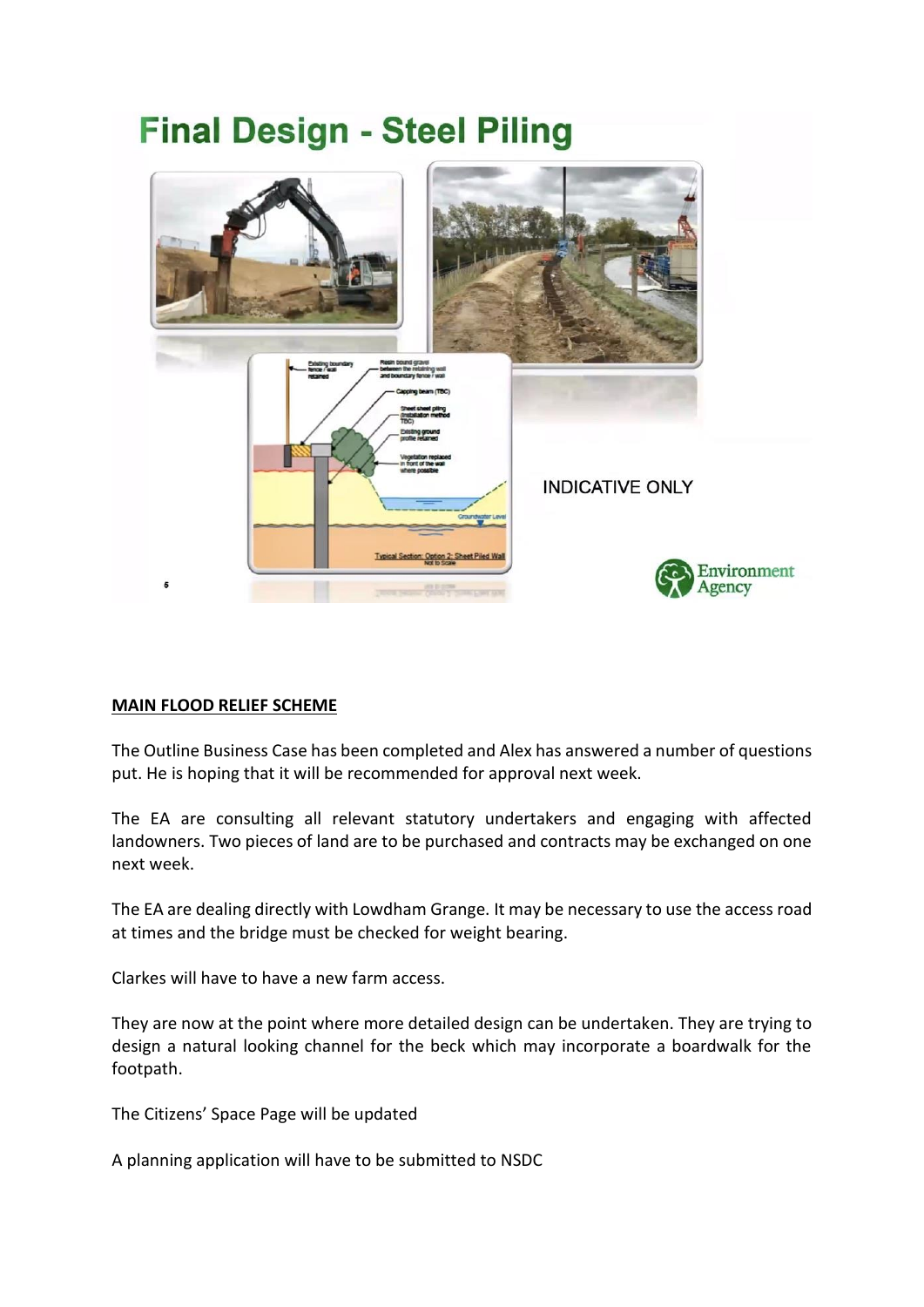## Final Design - Steel Piling

INDICATIVE ONLY

**MAIN FLOOD RELIEF SCHEME**

The Outline Business Case has been completed and Alex has answered a number of questions put. He is hoping that it will be recommended for approval next week.

The EA are consulting all relevant statutory undertakers and engaging with affected landowners. Two pieces of land are to be purchased and contracts may be exchanged on one next week.

The EA are dealing directly with Lowdham Grange. It may be necessary to use the access road at times and the bridge must be checked for weight bearing.

Clarkes will have to have a new farm access.

They are now at the point where more detailed design can be undertaken. They are trying to design a natural looking channel for the beck which may incorporate a boardwalk for the footpath.

The Citizens' Space Page will be updated

A planning application will have to be submitted to NSDC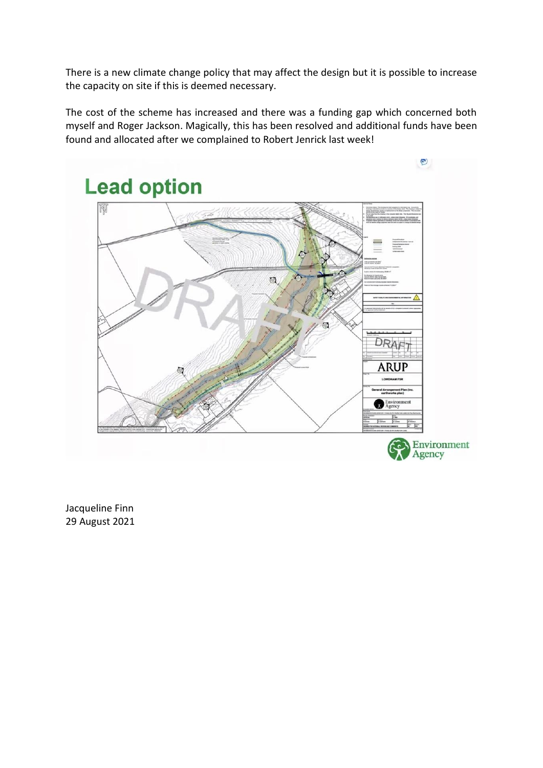There is a new climate change policy that may affect the design but it is possible to increase the capacity on site if this is deemed necessary.

The cost of the scheme has increased and there was a funding gap which concerned both myself and Roger Jackson. Magically, this has been resolved and additional funds have been found and allocated after we complained to Robert Jenrick last week!

Lead option

DRAFT

ARUP

LOWDHAM FSR

General Arrangement Plan (inc. earthworks plan)

Environment Agency

Jacqueline Finn
29 August 2021